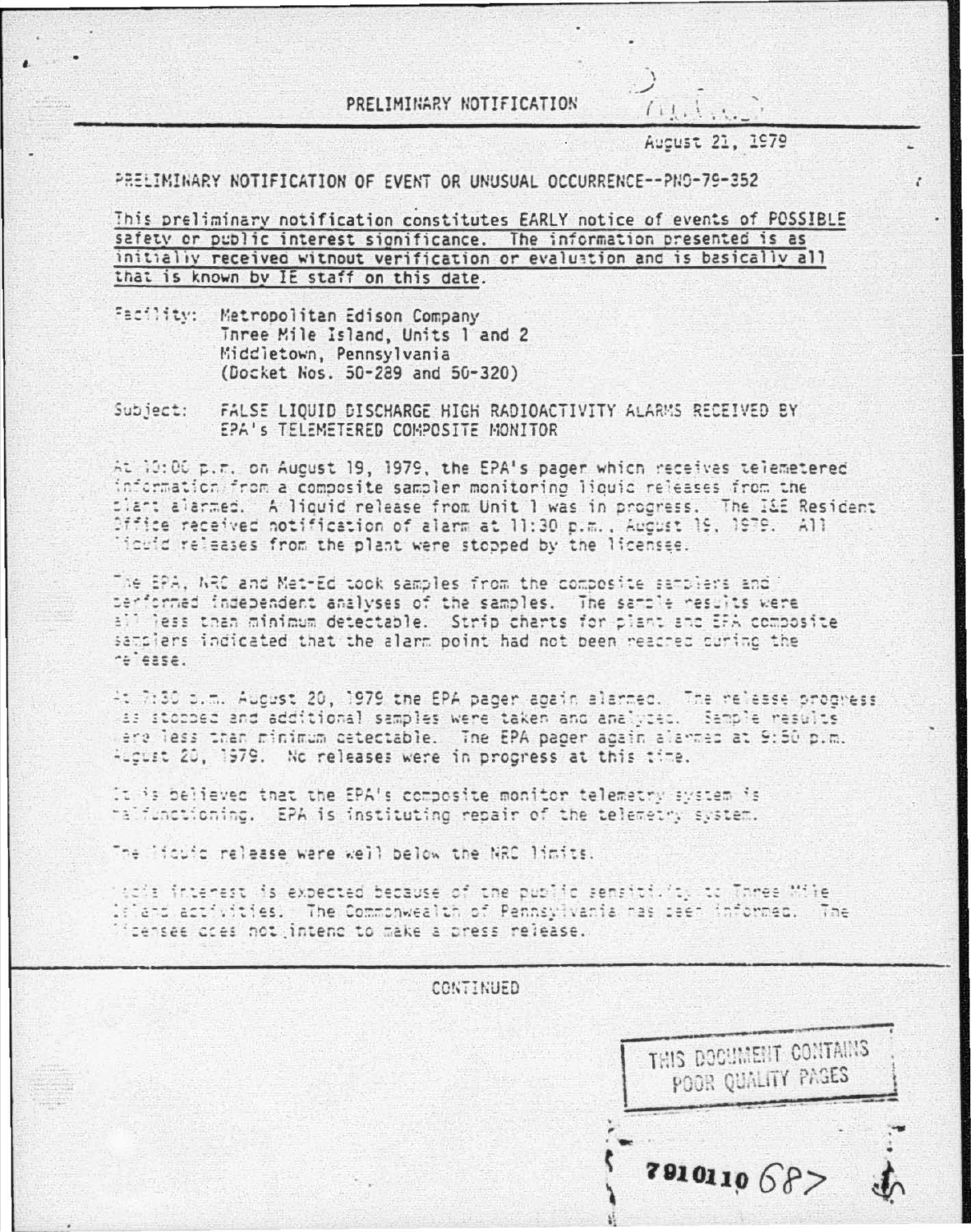PRELIMINARY NOTIFICATION

August 21, 1979

PRELIMINARY NOTIFICATION OF EVENT OR UNUSUAL OCCURRENCE--PNO-79-352

This preliminary notification constitutes EARLY notice of events of POSSIBLE safety or public interest significance. The information presented is as initially received without verification or evaluation and is basically all that is known by IE staff on this date.

Facility: Metropolitan Edison Company
Three Mile Island, Units 1 and 2
Middletown, Pennsylvania
(Docket Nos. 50-289 and 50-320)

Subject: FALSE LIQUID DISCHARGE HIGH RADIOACTIVITY ALARMS RECEIVED BY EPA's TELEMETERED COMPOSITE MONITOR

At 10:00 p.m. on August 19, 1979, the EPA's pager which receives telemetered information from a composite sampler monitoring liquid releases from the plant alarmed. A liquid release from Unit 1 was in progress. The I&E Resident Office received notification of alarm at 11:30 p.m., August 19, 1979. All liquid releases from the plant were stopped by the licensee.

The EPA, NRC and Met-Ed took samples from the composite samplers and performed independent analyses of the samples. The sample results were all less than minimum detectable. Strip charts for plant and EPA composite samplers indicated that the alarm point had not been reached during the release.

At 7:30 p.m. August 20, 1979 the EPA pager again alarmed. The release progress was stopped and additional samples were taken and analyzed. Sample results were less than minimum detectable. The EPA pager again alarmed at 9:50 p.m. August 20, 1979. No releases were in progress at this time.

It is believed that the EPA's composite monitor telemetry system is malfunctioning. EPA is instituting repair of the telemetry system.

The liquid release were well below the NRC limits.

Media interest is expected because of the public sensitivity to Three Mile Island activities. The Commonwealth of Pennsylvania has been informed. The licensee does not intend to make a press release.

CONTINUED

THIS DOCUMENT CONTAINS POOR QUALITY PAGES

7910110 687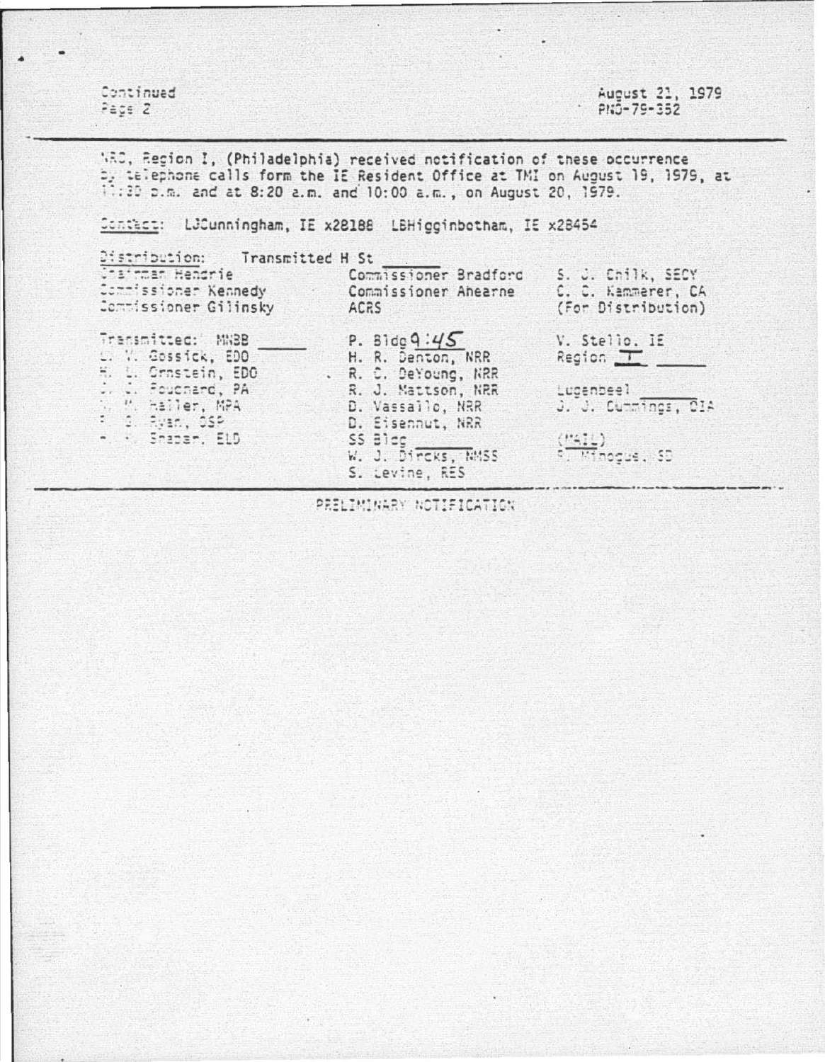Continued
Page 2

August 21, 1979
PNO-79-352

NRC, Region I, (Philadelphia) received notification of these occurrence by telephone calls form the IE Resident Office at TMI on August 19, 1979, at 11:30 p.m. and at 8:20 a.m. and 10:00 a.m., on August 20, 1979.

Contact: LJCunningham, IE x28188 LBHigginbotham, IE x28454

Distribution: Transmitted H St ______

| | | |
|---|---|---|
| Chairman Hendrie | Commissioner Bradford | S. J. Chilk, SECY |
| Commissioner Kennedy | Commissioner Ahearne | C. C. Kammerer, CA |
| Commissioner Gilinsky | ACRS | (For Distribution) |

| | | |
|---|---|---|
| Transmitted: MNBB ______ | P. Bldg 9:45 | V. Stello, IE |
| L. V. Gossick, EDO | H. R. Denton, NRR | Region I ______ |
| H. L. Ornstein, EDO | R. C. DeYoung, NRR | |
| J. J. Fouchard, PA | R. J. Mattson, NRR | Lugenbeel ______ |
| N. M. Haller, MPA | D. Vassallo, NRR | J. J. Cummings, OIA |
| R. G. Ryan, OSP | D. Eisenhut, NRR | |
| -. -. Shapar, ELD | SS Bldg ______ | (MAIL) |
| | W. J. Dircks, NMSS | R. Minogue, SD |
| | S. Levine, RES | |

PRELIMINARY NOTIFICATION